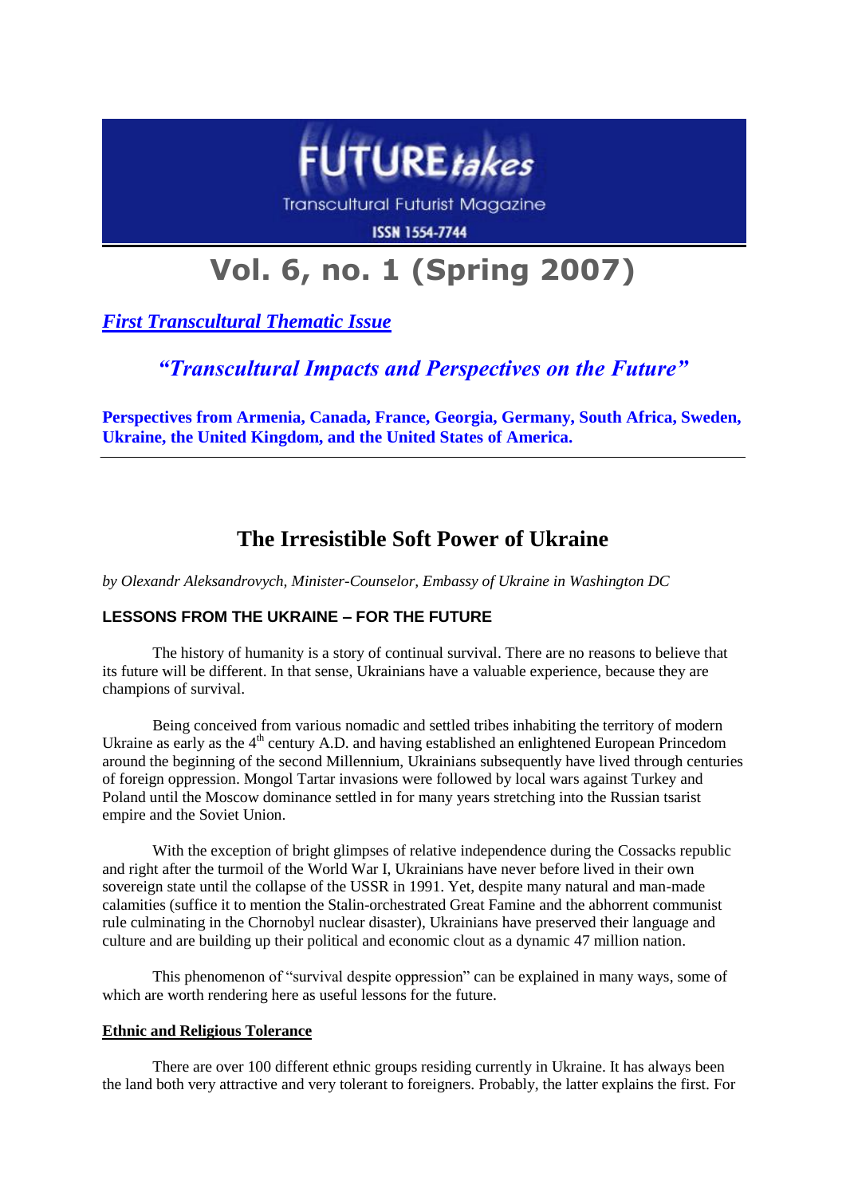FUTURE*takes*

Transcultural Futurist Magazine

ISSN 1554-7744

# Vol. 6, no. 1 (Spring 2007)

***First Transcultural Thematic Issue***

***"Transcultural Impacts and Perspectives on the Future"***

**Perspectives from Armenia, Canada, France, Georgia, Germany, South Africa, Sweden, Ukraine, the United Kingdom, and the United States of America.**

---

# The Irresistible Soft Power of Ukraine

*by Olexandr Aleksandrovych, Minister-Counselor, Embassy of Ukraine in Washington DC*

## LESSONS FROM THE UKRAINE – FOR THE FUTURE

The history of humanity is a story of continual survival. There are no reasons to believe that its future will be different. In that sense, Ukrainians have a valuable experience, because they are champions of survival.

Being conceived from various nomadic and settled tribes inhabiting the territory of modern Ukraine as early as the 4th century A.D. and having established an enlightened European Princedom around the beginning of the second Millennium, Ukrainians subsequently have lived through centuries of foreign oppression. Mongol Tartar invasions were followed by local wars against Turkey and Poland until the Moscow dominance settled in for many years stretching into the Russian tsarist empire and the Soviet Union.

With the exception of bright glimpses of relative independence during the Cossacks republic and right after the turmoil of the World War I, Ukrainians have never before lived in their own sovereign state until the collapse of the USSR in 1991. Yet, despite many natural and man-made calamities (suffice it to mention the Stalin-orchestrated Great Famine and the abhorrent communist rule culminating in the Chornobyl nuclear disaster), Ukrainians have preserved their language and culture and are building up their political and economic clout as a dynamic 47 million nation.

This phenomenon of "survival despite oppression" can be explained in many ways, some of which are worth rendering here as useful lessons for the future.

### Ethnic and Religious Tolerance

There are over 100 different ethnic groups residing currently in Ukraine. It has always been the land both very attractive and very tolerant to foreigners. Probably, the latter explains the first. For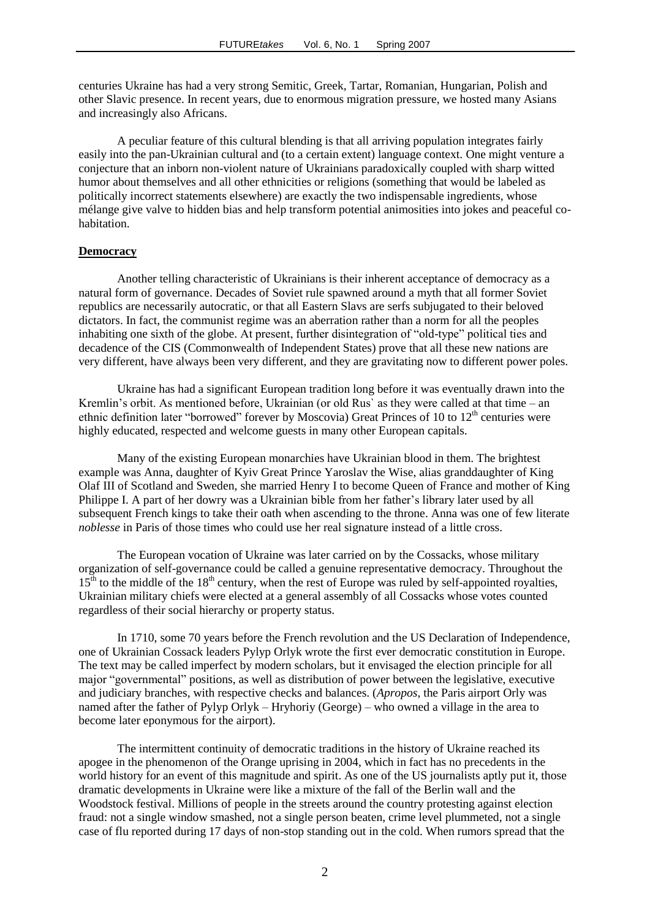centuries Ukraine has had a very strong Semitic, Greek, Tartar, Romanian, Hungarian, Polish and other Slavic presence. In recent years, due to enormous migration pressure, we hosted many Asians and increasingly also Africans.

A peculiar feature of this cultural blending is that all arriving population integrates fairly easily into the pan-Ukrainian cultural and (to a certain extent) language context. One might venture a conjecture that an inborn non-violent nature of Ukrainians paradoxically coupled with sharp witted humor about themselves and all other ethnicities or religions (something that would be labeled as politically incorrect statements elsewhere) are exactly the two indispensable ingredients, whose mélange give valve to hidden bias and help transform potential animosities into jokes and peaceful co-habitation.

## Democracy

Another telling characteristic of Ukrainians is their inherent acceptance of democracy as a natural form of governance. Decades of Soviet rule spawned around a myth that all former Soviet republics are necessarily autocratic, or that all Eastern Slavs are serfs subjugated to their beloved dictators. In fact, the communist regime was an aberration rather than a norm for all the peoples inhabiting one sixth of the globe. At present, further disintegration of "old-type" political ties and decadence of the CIS (Commonwealth of Independent States) prove that all these new nations are very different, have always been very different, and they are gravitating now to different power poles.

Ukraine has had a significant European tradition long before it was eventually drawn into the Kremlin's orbit. As mentioned before, Ukrainian (or old Rus` as they were called at that time – an ethnic definition later "borrowed" forever by Moscovia) Great Princes of 10 to 12th centuries were highly educated, respected and welcome guests in many other European capitals.

Many of the existing European monarchies have Ukrainian blood in them. The brightest example was Anna, daughter of Kyiv Great Prince Yaroslav the Wise, alias granddaughter of King Olaf III of Scotland and Sweden, she married Henry I to become Queen of France and mother of King Philippe I. A part of her dowry was a Ukrainian bible from her father's library later used by all subsequent French kings to take their oath when ascending to the throne. Anna was one of few literate *noblesse* in Paris of those times who could use her real signature instead of a little cross.

The European vocation of Ukraine was later carried on by the Cossacks, whose military organization of self-governance could be called a genuine representative democracy. Throughout the 15th to the middle of the 18th century, when the rest of Europe was ruled by self-appointed royalties, Ukrainian military chiefs were elected at a general assembly of all Cossacks whose votes counted regardless of their social hierarchy or property status.

In 1710, some 70 years before the French revolution and the US Declaration of Independence, one of Ukrainian Cossack leaders Pylyp Orlyk wrote the first ever democratic constitution in Europe. The text may be called imperfect by modern scholars, but it envisaged the election principle for all major "governmental" positions, as well as distribution of power between the legislative, executive and judiciary branches, with respective checks and balances. (*Apropos*, the Paris airport Orly was named after the father of Pylyp Orlyk – Hryhoriy (George) – who owned a village in the area to become later eponymous for the airport).

The intermittent continuity of democratic traditions in the history of Ukraine reached its apogee in the phenomenon of the Orange uprising in 2004, which in fact has no precedents in the world history for an event of this magnitude and spirit. As one of the US journalists aptly put it, those dramatic developments in Ukraine were like a mixture of the fall of the Berlin wall and the Woodstock festival. Millions of people in the streets around the country protesting against election fraud: not a single window smashed, not a single person beaten, crime level plummeted, not a single case of flu reported during 17 days of non-stop standing out in the cold. When rumors spread that the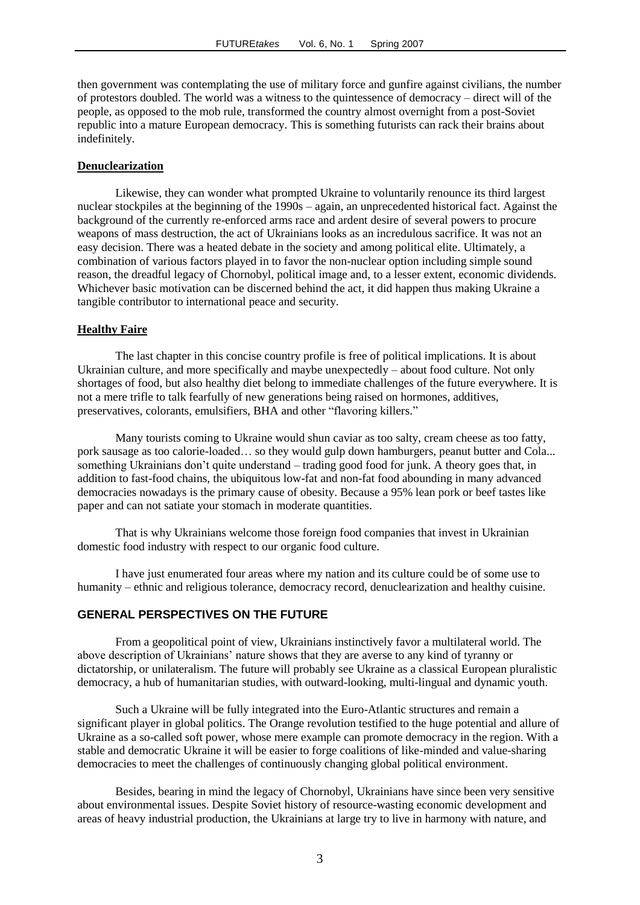then government was contemplating the use of military force and gunfire against civilians, the number of protestors doubled. The world was a witness to the quintessence of democracy – direct will of the people, as opposed to the mob rule, transformed the country almost overnight from a post-Soviet republic into a mature European democracy. This is something futurists can rack their brains about indefinitely.

**Denuclearization**

Likewise, they can wonder what prompted Ukraine to voluntarily renounce its third largest nuclear stockpiles at the beginning of the 1990s – again, an unprecedented historical fact. Against the background of the currently re-enforced arms race and ardent desire of several powers to procure weapons of mass destruction, the act of Ukrainians looks as an incredulous sacrifice. It was not an easy decision. There was a heated debate in the society and among political elite. Ultimately, a combination of various factors played in to favor the non-nuclear option including simple sound reason, the dreadful legacy of Chornobyl, political image and, to a lesser extent, economic dividends. Whichever basic motivation can be discerned behind the act, it did happen thus making Ukraine a tangible contributor to international peace and security.

**Healthy Faire**

The last chapter in this concise country profile is free of political implications. It is about Ukrainian culture, and more specifically and maybe unexpectedly – about food culture. Not only shortages of food, but also healthy diet belong to immediate challenges of the future everywhere. It is not a mere trifle to talk fearfully of new generations being raised on hormones, additives, preservatives, colorants, emulsifiers, BHA and other "flavoring killers."

Many tourists coming to Ukraine would shun caviar as too salty, cream cheese as too fatty, pork sausage as too calorie-loaded… so they would gulp down hamburgers, peanut butter and Cola... something Ukrainians don't quite understand – trading good food for junk. A theory goes that, in addition to fast-food chains, the ubiquitous low-fat and non-fat food abounding in many advanced democracies nowadays is the primary cause of obesity. Because a 95% lean pork or beef tastes like paper and can not satiate your stomach in moderate quantities.

That is why Ukrainians welcome those foreign food companies that invest in Ukrainian domestic food industry with respect to our organic food culture.

I have just enumerated four areas where my nation and its culture could be of some use to humanity – ethnic and religious tolerance, democracy record, denuclearization and healthy cuisine.

## GENERAL PERSPECTIVES ON THE FUTURE

From a geopolitical point of view, Ukrainians instinctively favor a multilateral world. The above description of Ukrainians' nature shows that they are averse to any kind of tyranny or dictatorship, or unilateralism. The future will probably see Ukraine as a classical European pluralistic democracy, a hub of humanitarian studies, with outward-looking, multi-lingual and dynamic youth.

Such a Ukraine will be fully integrated into the Euro-Atlantic structures and remain a significant player in global politics. The Orange revolution testified to the huge potential and allure of Ukraine as a so-called soft power, whose mere example can promote democracy in the region. With a stable and democratic Ukraine it will be easier to forge coalitions of like-minded and value-sharing democracies to meet the challenges of continuously changing global political environment.

Besides, bearing in mind the legacy of Chornobyl, Ukrainians have since been very sensitive about environmental issues. Despite Soviet history of resource-wasting economic development and areas of heavy industrial production, the Ukrainians at large try to live in harmony with nature, and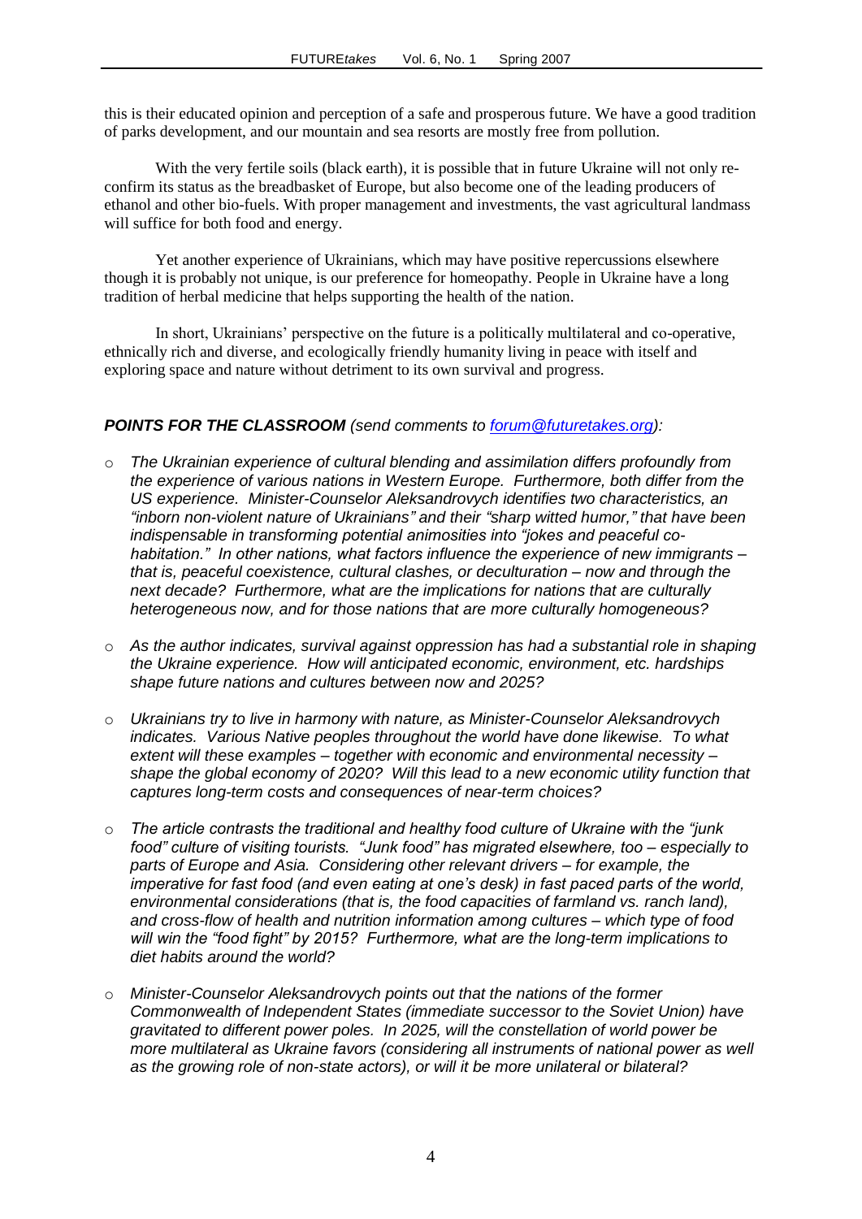this is their educated opinion and perception of a safe and prosperous future. We have a good tradition of parks development, and our mountain and sea resorts are mostly free from pollution.

With the very fertile soils (black earth), it is possible that in future Ukraine will not only re-confirm its status as the breadbasket of Europe, but also become one of the leading producers of ethanol and other bio-fuels. With proper management and investments, the vast agricultural landmass will suffice for both food and energy.

Yet another experience of Ukrainians, which may have positive repercussions elsewhere though it is probably not unique, is our preference for homeopathy. People in Ukraine have a long tradition of herbal medicine that helps supporting the health of the nation.

In short, Ukrainians' perspective on the future is a politically multilateral and co-operative, ethnically rich and diverse, and ecologically friendly humanity living in peace with itself and exploring space and nature without detriment to its own survival and progress.

***POINTS FOR THE CLASSROOM*** *(send comments to forum@futuretakes.org):*

- *The Ukrainian experience of cultural blending and assimilation differs profoundly from the experience of various nations in Western Europe. Furthermore, both differ from the US experience. Minister-Counselor Aleksandrovych identifies two characteristics, an "inborn non-violent nature of Ukrainians" and their "sharp witted humor," that have been indispensable in transforming potential animosities into "jokes and peaceful co-habitation." In other nations, what factors influence the experience of new immigrants – that is, peaceful coexistence, cultural clashes, or deculturation – now and through the next decade? Furthermore, what are the implications for nations that are culturally heterogeneous now, and for those nations that are more culturally homogeneous?*
- *As the author indicates, survival against oppression has had a substantial role in shaping the Ukraine experience. How will anticipated economic, environment, etc. hardships shape future nations and cultures between now and 2025?*
- *Ukrainians try to live in harmony with nature, as Minister-Counselor Aleksandrovych indicates. Various Native peoples throughout the world have done likewise. To what extent will these examples – together with economic and environmental necessity – shape the global economy of 2020? Will this lead to a new economic utility function that captures long-term costs and consequences of near-term choices?*
- *The article contrasts the traditional and healthy food culture of Ukraine with the "junk food" culture of visiting tourists. "Junk food" has migrated elsewhere, too – especially to parts of Europe and Asia. Considering other relevant drivers – for example, the imperative for fast food (and even eating at one's desk) in fast paced parts of the world, environmental considerations (that is, the food capacities of farmland vs. ranch land), and cross-flow of health and nutrition information among cultures – which type of food will win the "food fight" by 2015? Furthermore, what are the long-term implications to diet habits around the world?*
- *Minister-Counselor Aleksandrovych points out that the nations of the former Commonwealth of Independent States (immediate successor to the Soviet Union) have gravitated to different power poles. In 2025, will the constellation of world power be more multilateral as Ukraine favors (considering all instruments of national power as well as the growing role of non-state actors), or will it be more unilateral or bilateral?*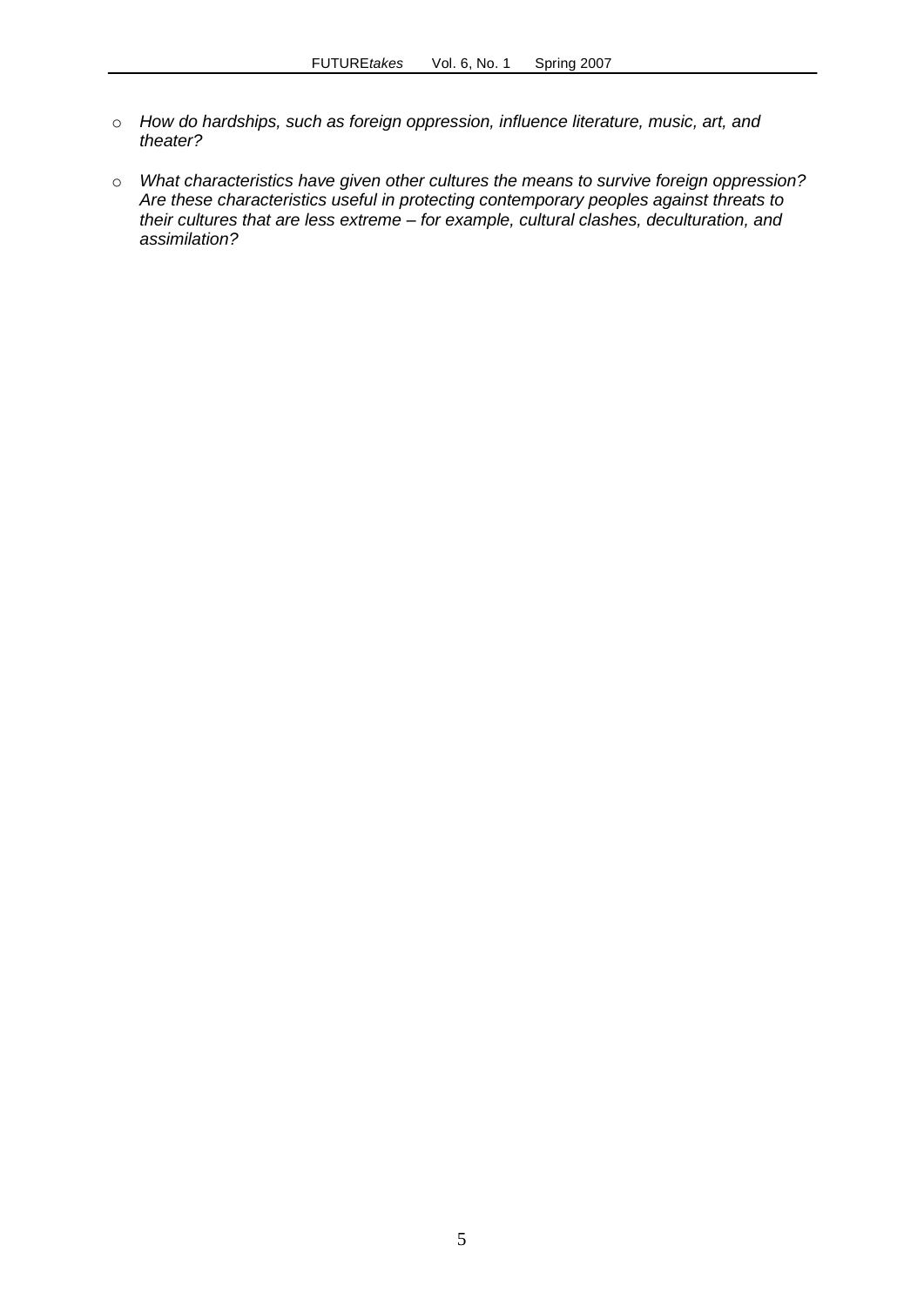- *How do hardships, such as foreign oppression, influence literature, music, art, and theater?*

- *What characteristics have given other cultures the means to survive foreign oppression? Are these characteristics useful in protecting contemporary peoples against threats to their cultures that are less extreme – for example, cultural clashes, deculturation, and assimilation?*